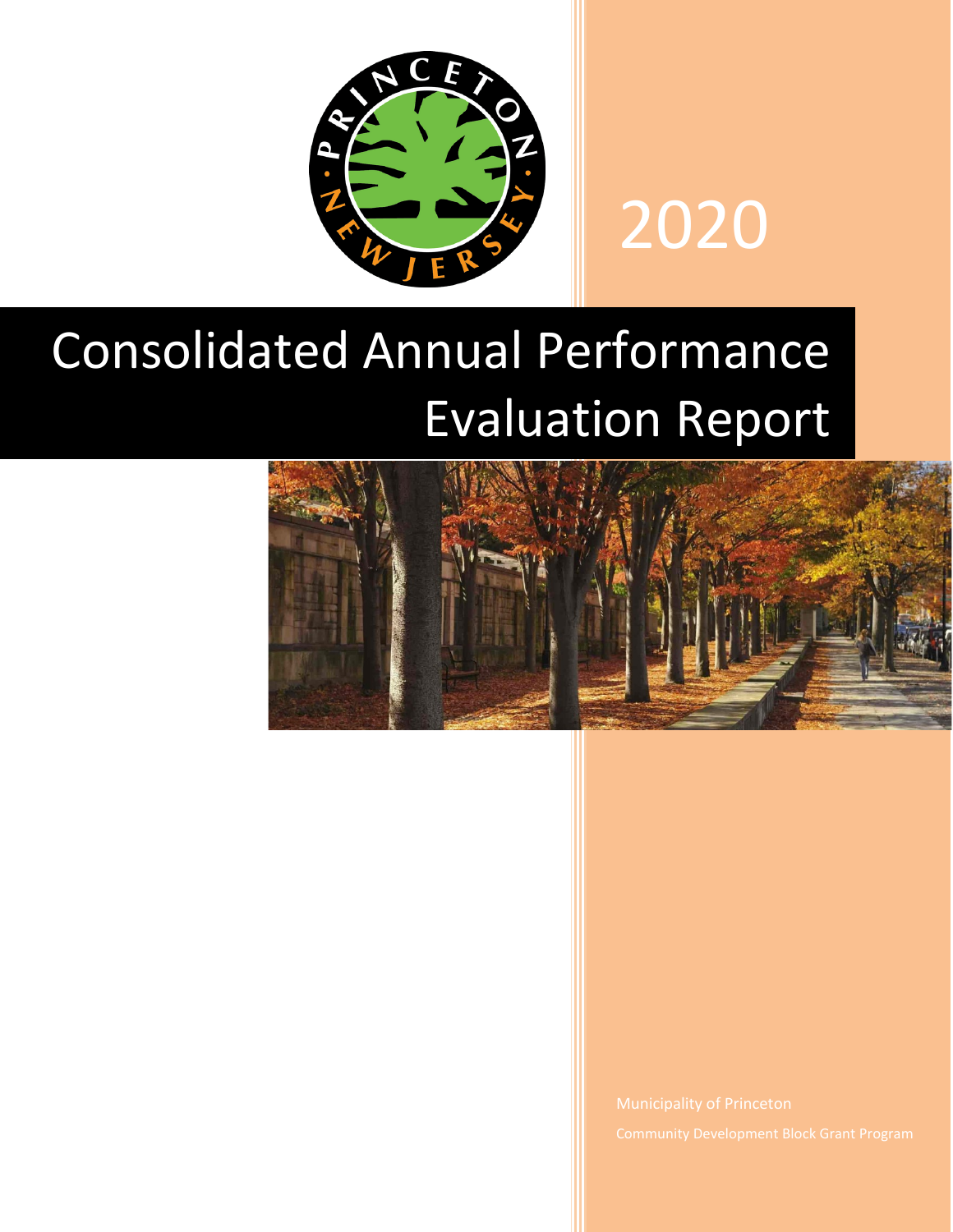2020

# Consolidated Annual Performance Evaluation Report

Municipality of Princeton

Community Development Block Grant Program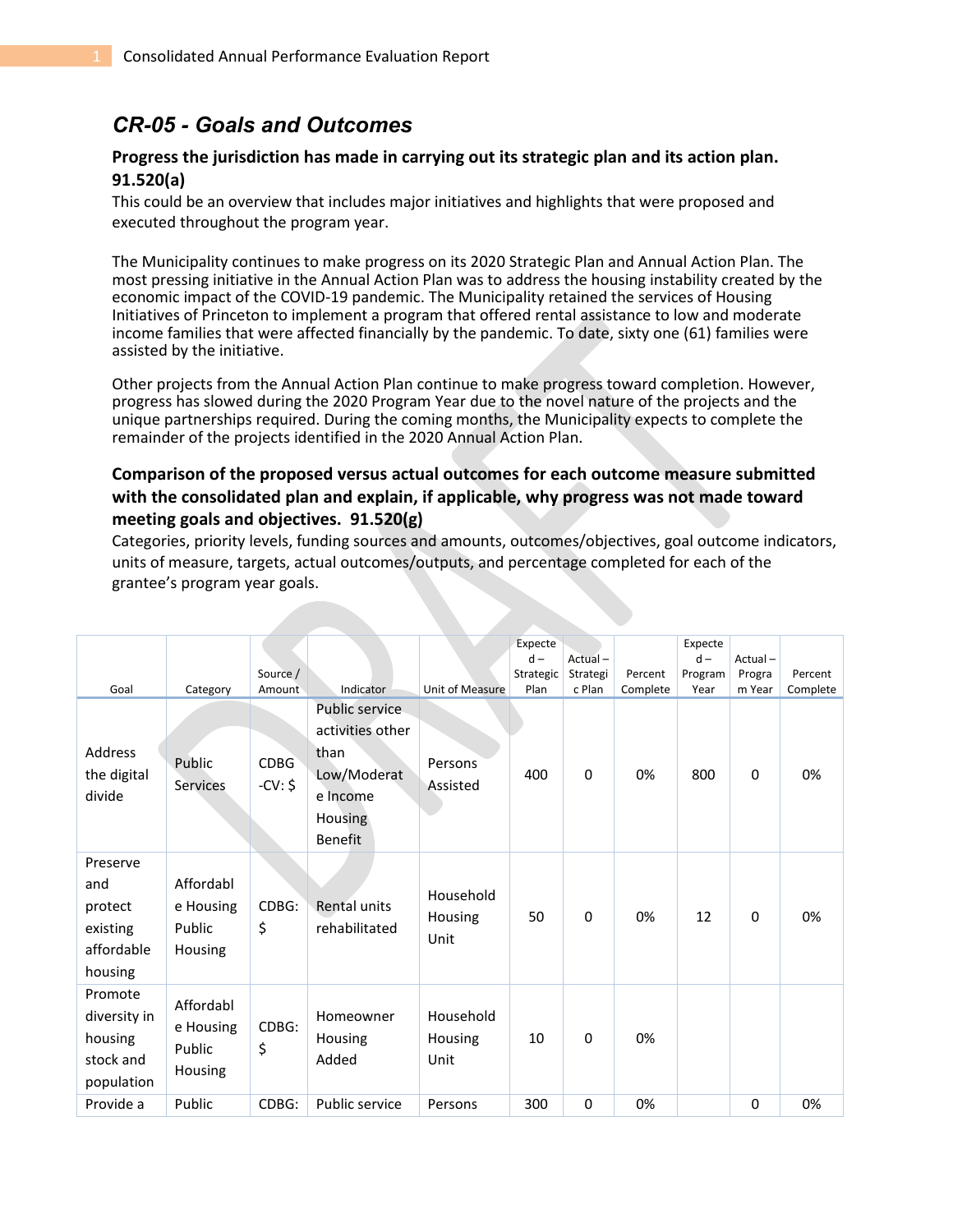## CR-05 - Goals and Outcomes

**Progress the jurisdiction has made in carrying out its strategic plan and its action plan. 91.520(a)**

This could be an overview that includes major initiatives and highlights that were proposed and executed throughout the program year.

The Municipality continues to make progress on its 2020 Strategic Plan and Annual Action Plan. The most pressing initiative in the Annual Action Plan was to address the housing instability created by the economic impact of the COVID-19 pandemic. The Municipality retained the services of Housing Initiatives of Princeton to implement a program that offered rental assistance to low and moderate income families that were affected financially by the pandemic. To date, sixty one (61) families were assisted by the initiative.

Other projects from the Annual Action Plan continue to make progress toward completion. However, progress has slowed during the 2020 Program Year due to the novel nature of the projects and the unique partnerships required. During the coming months, the Municipality expects to complete the remainder of the projects identified in the 2020 Annual Action Plan.

**Comparison of the proposed versus actual outcomes for each outcome measure submitted with the consolidated plan and explain, if applicable, why progress was not made toward meeting goals and objectives. 91.520(g)**

Categories, priority levels, funding sources and amounts, outcomes/objectives, goal outcome indicators, units of measure, targets, actual outcomes/outputs, and percentage completed for each of the grantee's program year goals.

| Goal | Category | Source / Amount | Indicator | Unit of Measure | Expected – Strategic Plan | Actual – Strategic Plan | Percent Complete | Expected – Program Year | Actual – Program Year | Percent Complete |
|---|---|---|---|---|---|---|---|---|---|---|
| Address the digital divide | Public Services | CDBG-CV: $ | Public service activities other than Low/Moderate Income Housing Benefit | Persons Assisted | 400 | 0 | 0% | 800 | 0 | 0% |
| Preserve and protect existing affordable housing | Affordable Housing Public Housing | CDBG: $ | Rental units rehabilitated | Household Housing Unit | 50 | 0 | 0% | 12 | 0 | 0% |
| Promote diversity in housing stock and population | Affordable Housing Public Housing | CDBG: $ | Homeowner Housing Added | Household Housing Unit | 10 | 0 | 0% | | | |
| Provide a | Public | CDBG: | Public service | Persons | 300 | 0 | 0% | | 0 | 0% |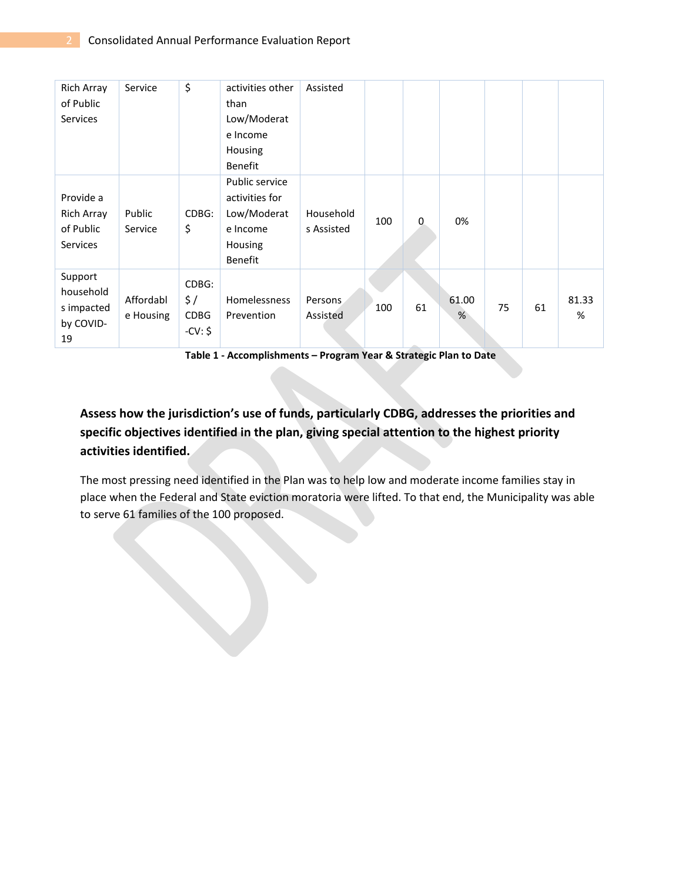| Rich Array of Public Services | Service | $ | activities other than Low/Moderate Income Housing Benefit | Assisted | | | | | | |
|---|---|---|---|---|---|---|---|---|---|---|
| Provide a Rich Array of Public Services | Public Service | CDBG: $ | Public service activities for Low/Moderate Income Housing Benefit | Households Assisted | 100 | 0 | 0% | | | |
| Support households impacted by COVID-19 | Affordable Housing | CDBG: $ / CDBG-CV: $ | Homelessness Prevention | Persons Assisted | 100 | 61 | 61.00% | 75 | 61 | 81.33% |

**Table 1 - Accomplishments – Program Year & Strategic Plan to Date**

**Assess how the jurisdiction's use of funds, particularly CDBG, addresses the priorities and specific objectives identified in the plan, giving special attention to the highest priority activities identified.**

The most pressing need identified in the Plan was to help low and moderate income families stay in place when the Federal and State eviction moratoria were lifted. To that end, the Municipality was able to serve 61 families of the 100 proposed.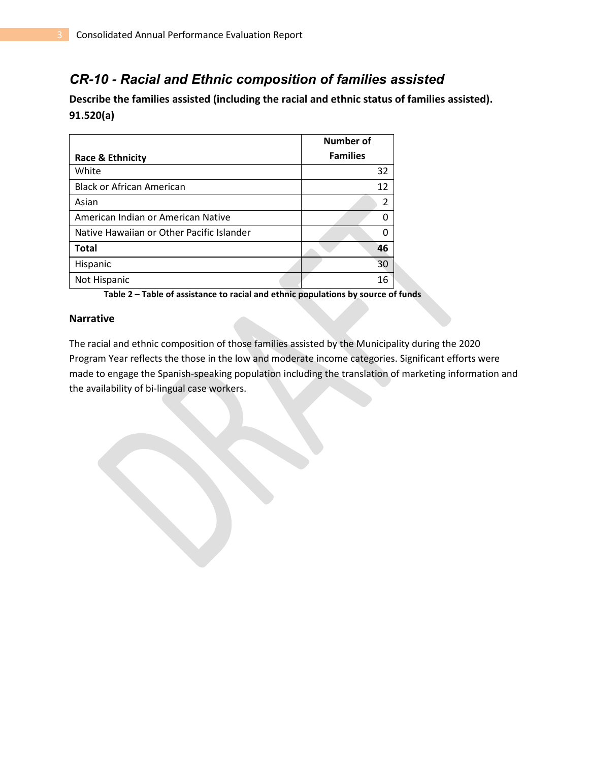## *CR-10 - Racial and Ethnic composition of families assisted*

**Describe the families assisted (including the racial and ethnic status of families assisted). 91.520(a)**

| Race & Ethnicity | Number of Families |
|---|---|
| White | 32 |
| Black or African American | 12 |
| Asian | 2 |
| American Indian or American Native | 0 |
| Native Hawaiian or Other Pacific Islander | 0 |
| **Total** | **46** |
| Hispanic | 30 |
| Not Hispanic | 16 |

**Table 2 – Table of assistance to racial and ethnic populations by source of funds**

### Narrative

The racial and ethnic composition of those families assisted by the Municipality during the 2020 Program Year reflects the those in the low and moderate income categories. Significant efforts were made to engage the Spanish-speaking population including the translation of marketing information and the availability of bi-lingual case workers.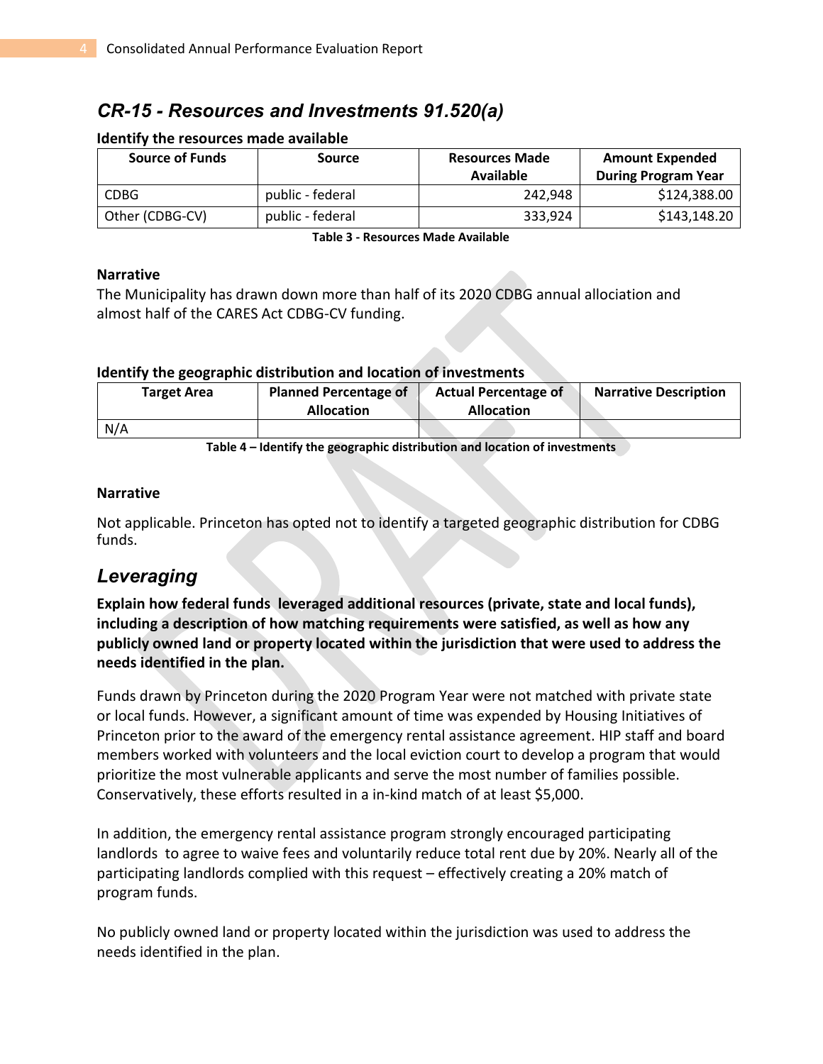## CR-15 - Resources and Investments 91.520(a)

**Identify the resources made available**

| Source of Funds | Source | Resources Made Available | Amount Expended During Program Year |
|---|---|---|---|
| CDBG | public - federal | 242,948 | $124,388.00 |
| Other (CDBG-CV) | public - federal | 333,924 | $143,148.20 |

**Table 3 - Resources Made Available**

**Narrative**

The Municipality has drawn down more than half of its 2020 CDBG annual allociation and almost half of the CARES Act CDBG-CV funding.

**Identify the geographic distribution and location of investments**

| Target Area | Planned Percentage of Allocation | Actual Percentage of Allocation | Narrative Description |
|---|---|---|---|
| N/A | | | |

**Table 4 – Identify the geographic distribution and location of investments**

**Narrative**

Not applicable. Princeton has opted not to identify a targeted geographic distribution for CDBG funds.

## Leveraging

**Explain how federal funds leveraged additional resources (private, state and local funds), including a description of how matching requirements were satisfied, as well as how any publicly owned land or property located within the jurisdiction that were used to address the needs identified in the plan.**

Funds drawn by Princeton during the 2020 Program Year were not matched with private state or local funds. However, a significant amount of time was expended by Housing Initiatives of Princeton prior to the award of the emergency rental assistance agreement. HIP staff and board members worked with volunteers and the local eviction court to develop a program that would prioritize the most vulnerable applicants and serve the most number of families possible. Conservatively, these efforts resulted in a in-kind match of at least $5,000.

In addition, the emergency rental assistance program strongly encouraged participating landlords to agree to waive fees and voluntarily reduce total rent due by 20%. Nearly all of the participating landlords complied with this request – effectively creating a 20% match of program funds.

No publicly owned land or property located within the jurisdiction was used to address the needs identified in the plan.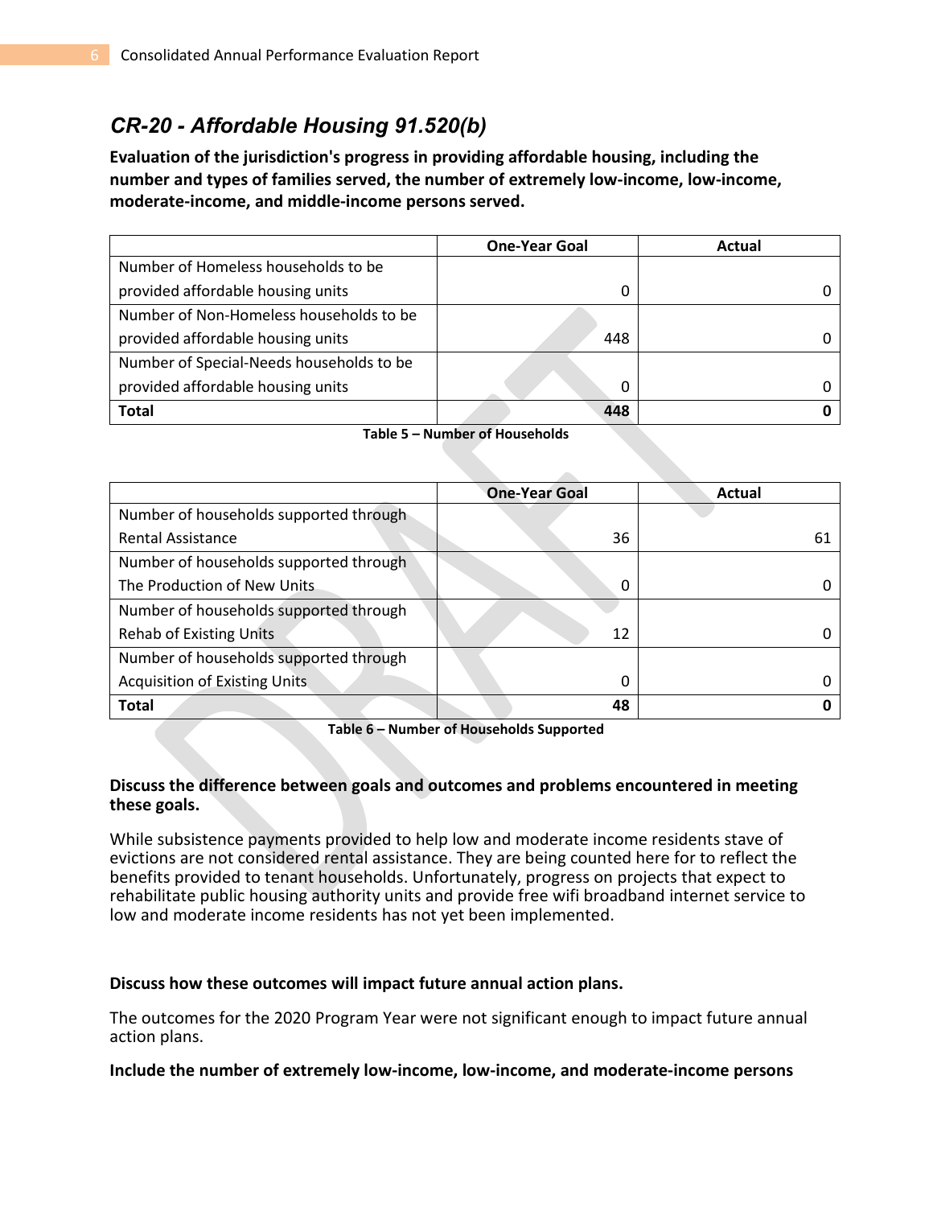## *CR-20 - Affordable Housing 91.520(b)*

**Evaluation of the jurisdiction's progress in providing affordable housing, including the number and types of families served, the number of extremely low-income, low-income, moderate-income, and middle-income persons served.**

| | One-Year Goal | Actual |
|---|---|---|
| Number of Homeless households to be provided affordable housing units | 0 | 0 |
| Number of Non-Homeless households to be provided affordable housing units | 448 | 0 |
| Number of Special-Needs households to be provided affordable housing units | 0 | 0 |
| **Total** | **448** | **0** |

**Table 5 – Number of Households**

| | One-Year Goal | Actual |
|---|---|---|
| Number of households supported through Rental Assistance | 36 | 61 |
| Number of households supported through The Production of New Units | 0 | 0 |
| Number of households supported through Rehab of Existing Units | 12 | 0 |
| Number of households supported through Acquisition of Existing Units | 0 | 0 |
| **Total** | **48** | **0** |

**Table 6 – Number of Households Supported**

**Discuss the difference between goals and outcomes and problems encountered in meeting these goals.**

While subsistence payments provided to help low and moderate income residents stave of evictions are not considered rental assistance. They are being counted here for to reflect the benefits provided to tenant households. Unfortunately, progress on projects that expect to rehabilitate public housing authority units and provide free wifi broadband internet service to low and moderate income residents has not yet been implemented.

**Discuss how these outcomes will impact future annual action plans.**

The outcomes for the 2020 Program Year were not significant enough to impact future annual action plans.

**Include the number of extremely low-income, low-income, and moderate-income persons**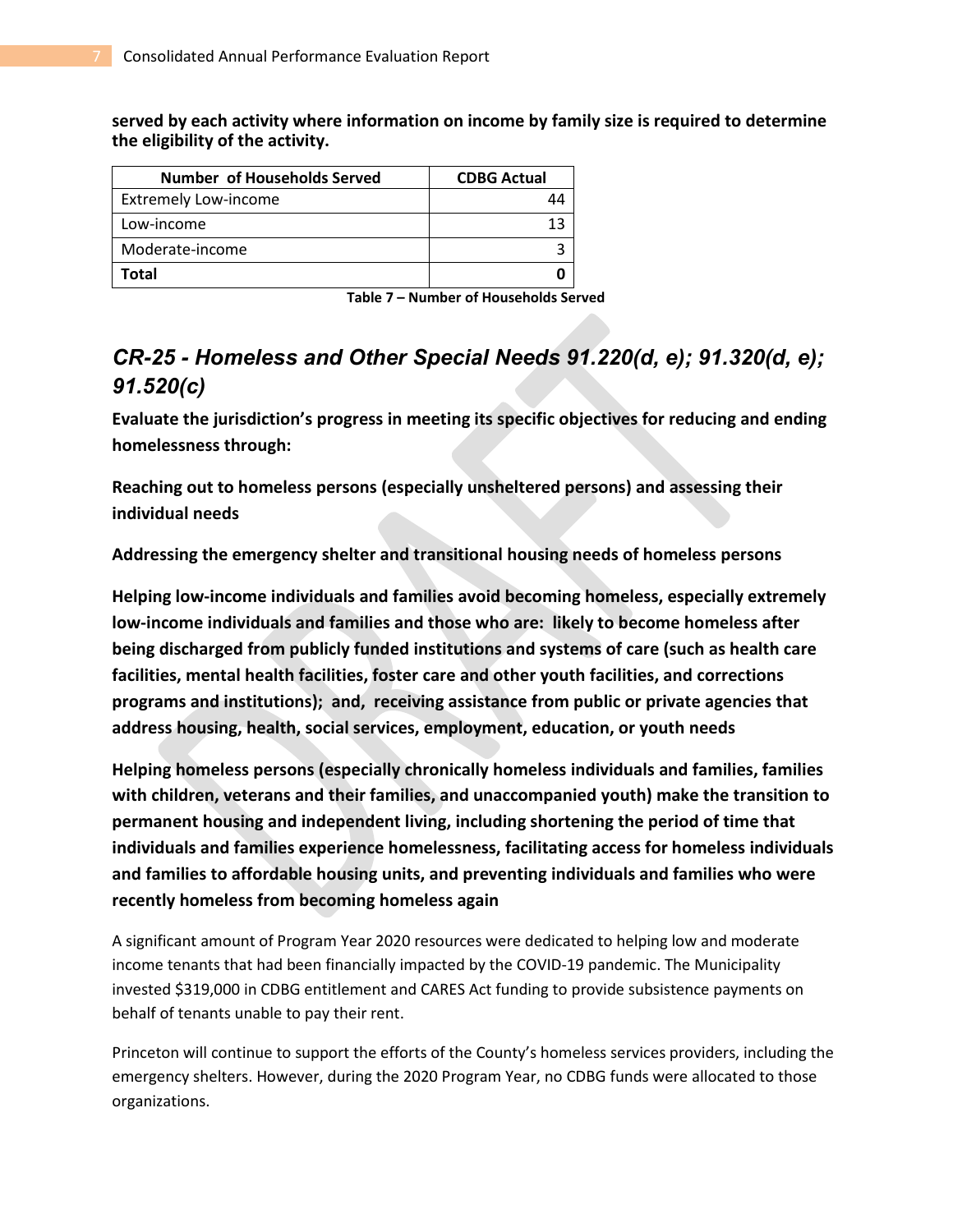**served by each activity where information on income by family size is required to determine the eligibility of the activity.**

| Number of Households Served | CDBG Actual |
| --- | --- |
| Extremely Low-income | 44 |
| Low-income | 13 |
| Moderate-income | 3 |
| **Total** | **0** |

**Table 7 – Number of Households Served**

## *CR-25 - Homeless and Other Special Needs 91.220(d, e); 91.320(d, e); 91.520(c)*

**Evaluate the jurisdiction's progress in meeting its specific objectives for reducing and ending homelessness through:**

**Reaching out to homeless persons (especially unsheltered persons) and assessing their individual needs**

**Addressing the emergency shelter and transitional housing needs of homeless persons**

**Helping low-income individuals and families avoid becoming homeless, especially extremely low-income individuals and families and those who are: likely to become homeless after being discharged from publicly funded institutions and systems of care (such as health care facilities, mental health facilities, foster care and other youth facilities, and corrections programs and institutions); and, receiving assistance from public or private agencies that address housing, health, social services, employment, education, or youth needs**

**Helping homeless persons (especially chronically homeless individuals and families, families with children, veterans and their families, and unaccompanied youth) make the transition to permanent housing and independent living, including shortening the period of time that individuals and families experience homelessness, facilitating access for homeless individuals and families to affordable housing units, and preventing individuals and families who were recently homeless from becoming homeless again**

A significant amount of Program Year 2020 resources were dedicated to helping low and moderate income tenants that had been financially impacted by the COVID-19 pandemic. The Municipality invested $319,000 in CDBG entitlement and CARES Act funding to provide subsistence payments on behalf of tenants unable to pay their rent.

Princeton will continue to support the efforts of the County's homeless services providers, including the emergency shelters. However, during the 2020 Program Year, no CDBG funds were allocated to those organizations.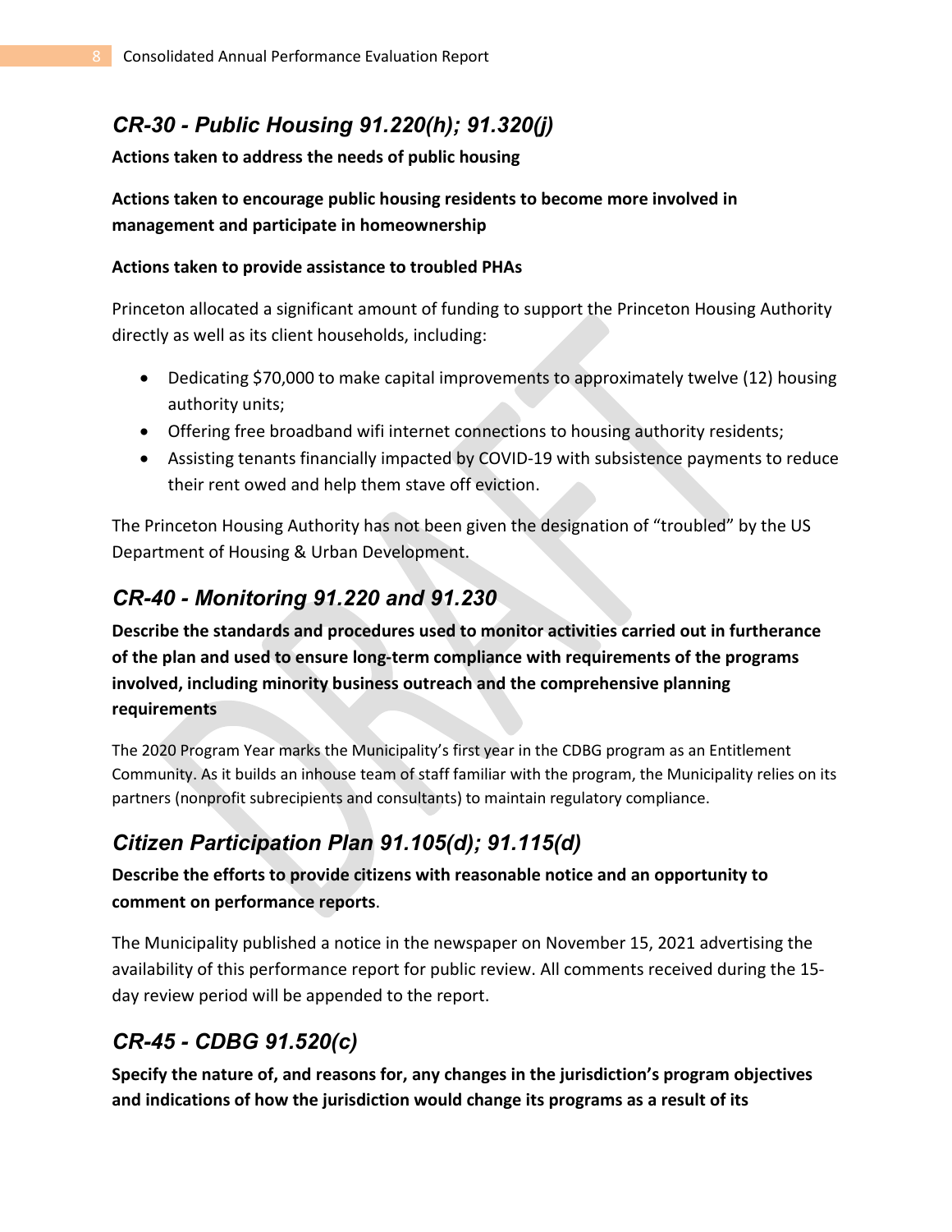## *CR-30 - Public Housing 91.220(h); 91.320(j)*

**Actions taken to address the needs of public housing**

**Actions taken to encourage public housing residents to become more involved in management and participate in homeownership**

**Actions taken to provide assistance to troubled PHAs**

Princeton allocated a significant amount of funding to support the Princeton Housing Authority directly as well as its client households, including:

- Dedicating $70,000 to make capital improvements to approximately twelve (12) housing authority units;
- Offering free broadband wifi internet connections to housing authority residents;
- Assisting tenants financially impacted by COVID-19 with subsistence payments to reduce their rent owed and help them stave off eviction.

The Princeton Housing Authority has not been given the designation of "troubled" by the US Department of Housing & Urban Development.

## *CR-40 - Monitoring 91.220 and 91.230*

**Describe the standards and procedures used to monitor activities carried out in furtherance of the plan and used to ensure long-term compliance with requirements of the programs involved, including minority business outreach and the comprehensive planning requirements**

The 2020 Program Year marks the Municipality's first year in the CDBG program as an Entitlement Community. As it builds an inhouse team of staff familiar with the program, the Municipality relies on its partners (nonprofit subrecipients and consultants) to maintain regulatory compliance.

## *Citizen Participation Plan 91.105(d); 91.115(d)*

**Describe the efforts to provide citizens with reasonable notice and an opportunity to comment on performance reports**.

The Municipality published a notice in the newspaper on November 15, 2021 advertising the availability of this performance report for public review. All comments received during the 15-day review period will be appended to the report.

## *CR-45 - CDBG 91.520(c)*

**Specify the nature of, and reasons for, any changes in the jurisdiction's program objectives and indications of how the jurisdiction would change its programs as a result of its**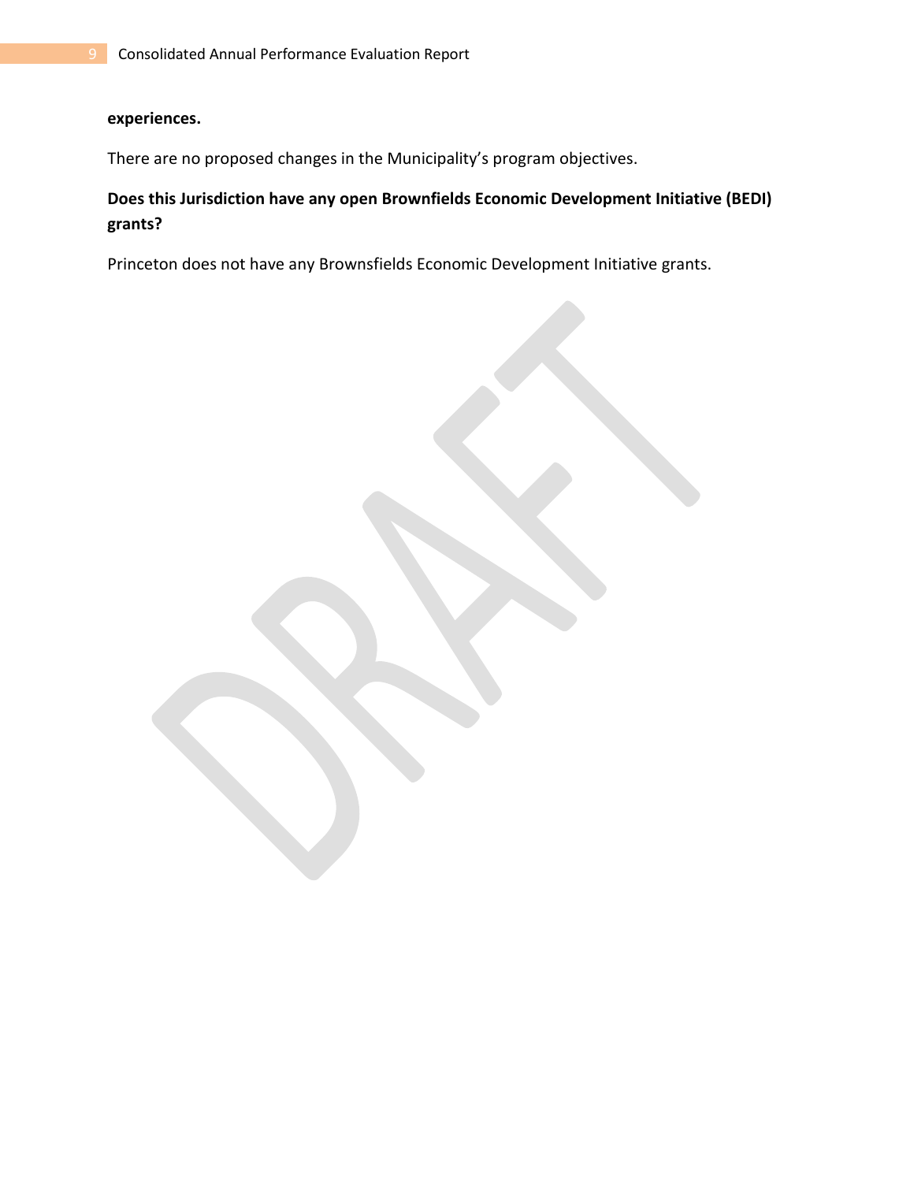**experiences.**

There are no proposed changes in the Municipality's program objectives.

**Does this Jurisdiction have any open Brownfields Economic Development Initiative (BEDI) grants?**

Princeton does not have any Brownsfields Economic Development Initiative grants.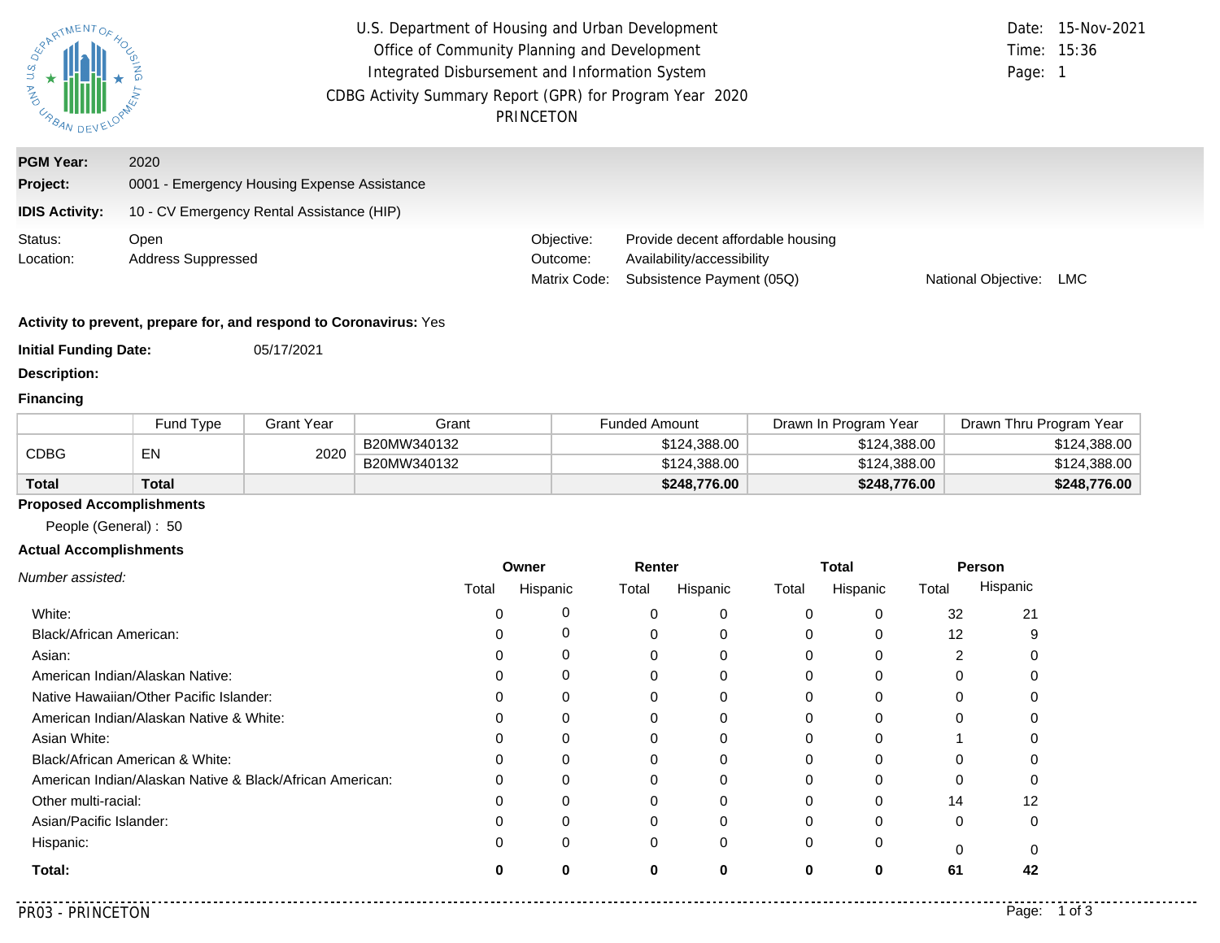U.S. Department of Housing and Urban Development
Office of Community Planning and Development
Integrated Disbursement and Information System
CDBG Activity Summary Report (GPR) for Program Year 2020
PRINCETON

Date: 15-Nov-2021
Time: 15:36
Page: 1

**PGM Year:** 2020
**Project:** 0001 - Emergency Housing Expense Assistance
**IDIS Activity:** 10 - CV Emergency Rental Assistance (HIP)

Status: Open
Location: Address Suppressed

Objective: Provide decent affordable housing
Outcome: Availability/accessibility
Matrix Code: Subsistence Payment (05Q)
National Objective: LMC

**Activity to prevent, prepare for, and respond to Coronavirus:** Yes

**Initial Funding Date:** 05/17/2021

**Description:**

**Financing**

| | Fund Type | Grant Year | Grant | Funded Amount | Drawn In Program Year | Drawn Thru Program Year |
|---|---|---|---|---|---|---|
| CDBG | EN | 2020 | B20MW340132 | $124,388.00 | $124,388.00 | $124,388.00 |
| | | | B20MW340132 | $124,388.00 | $124,388.00 | $124,388.00 |
| **Total** | **Total** | | | **$248,776.00** | **$248,776.00** | **$248,776.00** |

**Proposed Accomplishments**

People (General) : 50

**Actual Accomplishments**

| *Number assisted:* | Owner | | Renter | | Total | | Person | |
|---|---|---|---|---|---|---|---|---|
| | Total | Hispanic | Total | Hispanic | Total | Hispanic | Total | Hispanic |
| White: | 0 | 0 | 0 | 0 | 0 | 0 | 32 | 21 |
| Black/African American: | 0 | 0 | 0 | 0 | 0 | 0 | 12 | 9 |
| Asian: | 0 | 0 | 0 | 0 | 0 | 0 | 2 | 0 |
| American Indian/Alaskan Native: | 0 | 0 | 0 | 0 | 0 | 0 | 0 | 0 |
| Native Hawaiian/Other Pacific Islander: | 0 | 0 | 0 | 0 | 0 | 0 | 0 | 0 |
| American Indian/Alaskan Native & White: | 0 | 0 | 0 | 0 | 0 | 0 | 0 | 0 |
| Asian White: | 0 | 0 | 0 | 0 | 0 | 0 | 1 | 0 |
| Black/African American & White: | 0 | 0 | 0 | 0 | 0 | 0 | 0 | 0 |
| American Indian/Alaskan Native & Black/African American: | 0 | 0 | 0 | 0 | 0 | 0 | 0 | 0 |
| Other multi-racial: | 0 | 0 | 0 | 0 | 0 | 0 | 14 | 12 |
| Asian/Pacific Islander: | 0 | 0 | 0 | 0 | 0 | 0 | 0 | 0 |
| Hispanic: | 0 | 0 | 0 | 0 | 0 | 0 | 0 | 0 |
| **Total:** | **0** | **0** | **0** | **0** | **0** | **0** | **61** | **42** |

PR03 - PRINCETON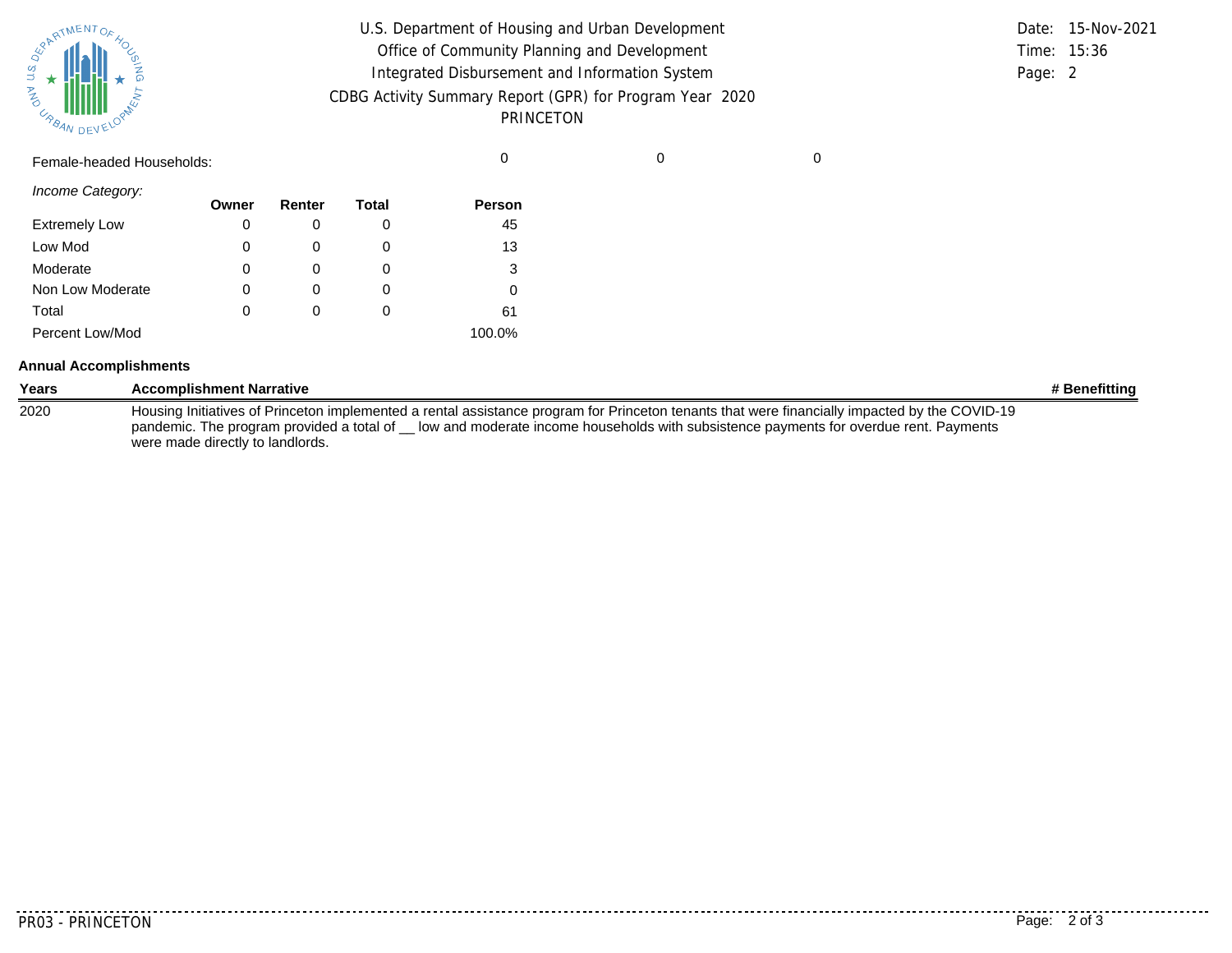U.S. Department of Housing and Urban Development
Office of Community Planning and Development
Integrated Disbursement and Information System
CDBG Activity Summary Report (GPR) for Program Year 2020
PRINCETON

Date: 15-Nov-2021
Time: 15:36
Page: 2

| Female-headed Households: | | | | 0 | 0 | 0 |
|---|---|---|---|---|---|---|

*Income Category:*

| | Owner | Renter | Total | Person |
|---|---|---|---|---|
| Extremely Low | 0 | 0 | 0 | 45 |
| Low Mod | 0 | 0 | 0 | 13 |
| Moderate | 0 | 0 | 0 | 3 |
| Non Low Moderate | 0 | 0 | 0 | 0 |
| Total | 0 | 0 | 0 | 61 |
| Percent Low/Mod | | | | 100.0% |

**Annual Accomplishments**

| Years | Accomplishment Narrative | # Benefitting |
|---|---|---|
| 2020 | Housing Initiatives of Princeton implemented a rental assistance program for Princeton tenants that were financially impacted by the COVID-19 pandemic. The program provided a total of __ low and moderate income households with subsistence payments for overdue rent. Payments were made directly to landlords. | |

PR03 - PRINCETON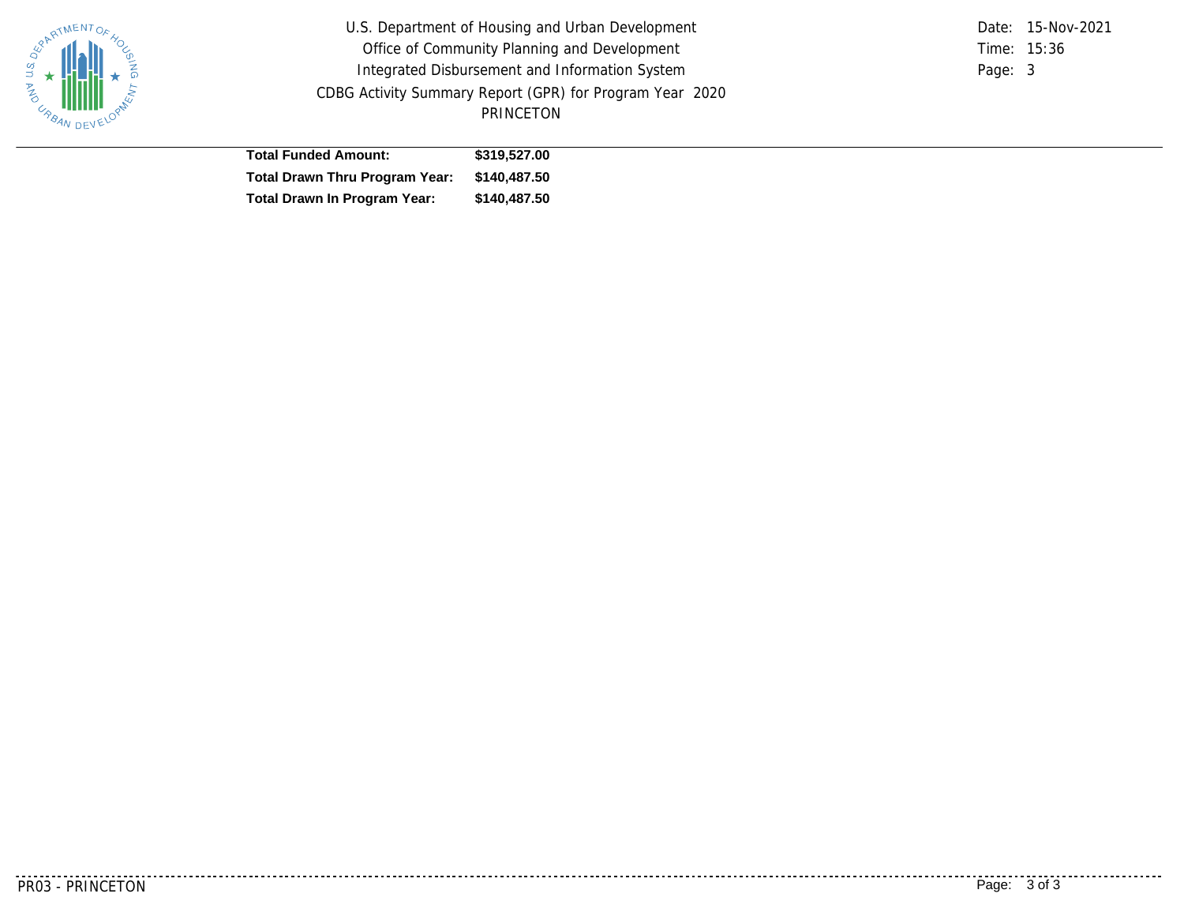| | |
|---|---|
| **Total Funded Amount:** | **$319,527.00** |
| **Total Drawn Thru Program Year:** | **$140,487.50** |
| **Total Drawn In Program Year:** | **$140,487.50** |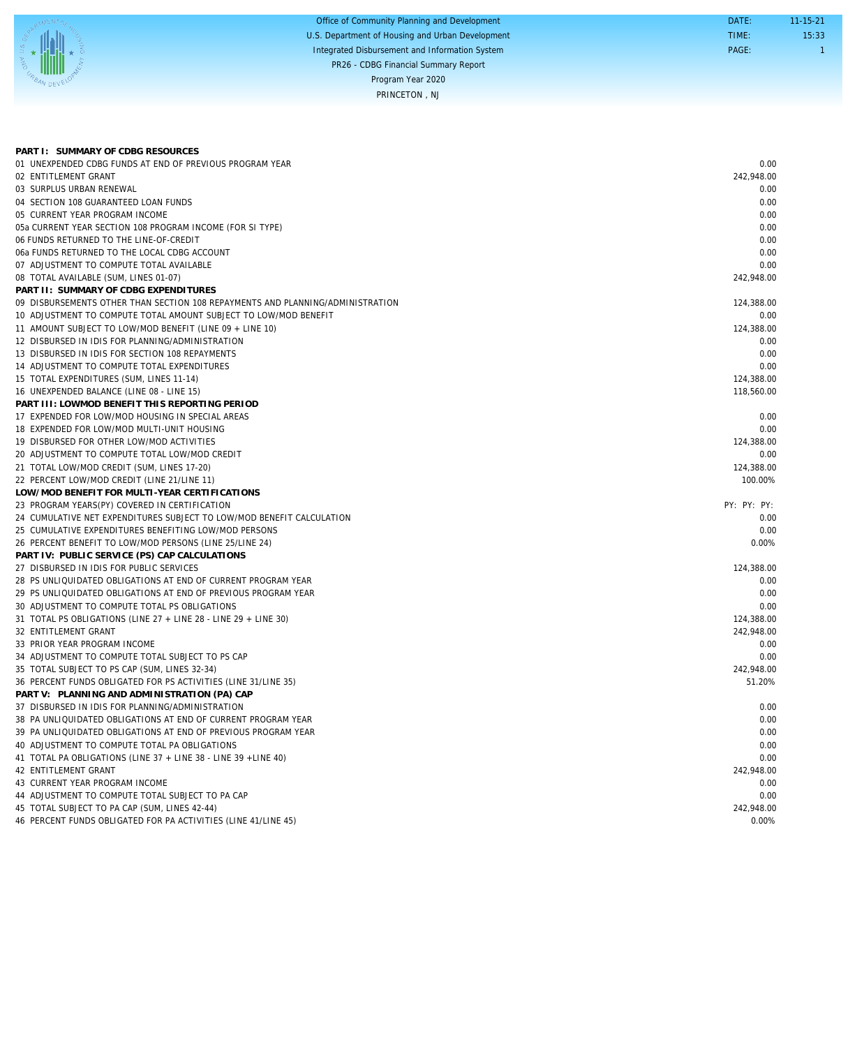Office of Community Planning and Development
U.S. Department of Housing and Urban Development
Integrated Disbursement and Information System
PR26 - CDBG Financial Summary Report
Program Year 2020
PRINCETON , NJ

DATE: 11-15-21
TIME: 15:33
PAGE: 1

| | |
|---|---|
| **PART I: SUMMARY OF CDBG RESOURCES** | |
| 01 UNEXPENDED CDBG FUNDS AT END OF PREVIOUS PROGRAM YEAR | 0.00 |
| 02 ENTITLEMENT GRANT | 242,948.00 |
| 03 SURPLUS URBAN RENEWAL | 0.00 |
| 04 SECTION 108 GUARANTEED LOAN FUNDS | 0.00 |
| 05 CURRENT YEAR PROGRAM INCOME | 0.00 |
| 05a CURRENT YEAR SECTION 108 PROGRAM INCOME (FOR SI TYPE) | 0.00 |
| 06 FUNDS RETURNED TO THE LINE-OF-CREDIT | 0.00 |
| 06a FUNDS RETURNED TO THE LOCAL CDBG ACCOUNT | 0.00 |
| 07 ADJUSTMENT TO COMPUTE TOTAL AVAILABLE | 0.00 |
| 08 TOTAL AVAILABLE (SUM, LINES 01-07) | 242,948.00 |
| **PART II: SUMMARY OF CDBG EXPENDITURES** | |
| 09 DISBURSEMENTS OTHER THAN SECTION 108 REPAYMENTS AND PLANNING/ADMINISTRATION | 124,388.00 |
| 10 ADJUSTMENT TO COMPUTE TOTAL AMOUNT SUBJECT TO LOW/MOD BENEFIT | 0.00 |
| 11 AMOUNT SUBJECT TO LOW/MOD BENEFIT (LINE 09 + LINE 10) | 124,388.00 |
| 12 DISBURSED IN IDIS FOR PLANNING/ADMINISTRATION | 0.00 |
| 13 DISBURSED IN IDIS FOR SECTION 108 REPAYMENTS | 0.00 |
| 14 ADJUSTMENT TO COMPUTE TOTAL EXPENDITURES | 0.00 |
| 15 TOTAL EXPENDITURES (SUM, LINES 11-14) | 124,388.00 |
| 16 UNEXPENDED BALANCE (LINE 08 - LINE 15) | 118,560.00 |
| **PART III: LOWMOD BENEFIT THIS REPORTING PERIOD** | |
| 17 EXPENDED FOR LOW/MOD HOUSING IN SPECIAL AREAS | 0.00 |
| 18 EXPENDED FOR LOW/MOD MULTI-UNIT HOUSING | 0.00 |
| 19 DISBURSED FOR OTHER LOW/MOD ACTIVITIES | 124,388.00 |
| 20 ADJUSTMENT TO COMPUTE TOTAL LOW/MOD CREDIT | 0.00 |
| 21 TOTAL LOW/MOD CREDIT (SUM, LINES 17-20) | 124,388.00 |
| 22 PERCENT LOW/MOD CREDIT (LINE 21/LINE 11) | 100.00% |
| **LOW/MOD BENEFIT FOR MULTI-YEAR CERTIFICATIONS** | |
| 23 PROGRAM YEARS(PY) COVERED IN CERTIFICATION | PY: PY: PY: |
| 24 CUMULATIVE NET EXPENDITURES SUBJECT TO LOW/MOD BENEFIT CALCULATION | 0.00 |
| 25 CUMULATIVE EXPENDITURES BENEFITING LOW/MOD PERSONS | 0.00 |
| 26 PERCENT BENEFIT TO LOW/MOD PERSONS (LINE 25/LINE 24) | 0.00% |
| **PART IV: PUBLIC SERVICE (PS) CAP CALCULATIONS** | |
| 27 DISBURSED IN IDIS FOR PUBLIC SERVICES | 124,388.00 |
| 28 PS UNLIQUIDATED OBLIGATIONS AT END OF CURRENT PROGRAM YEAR | 0.00 |
| 29 PS UNLIQUIDATED OBLIGATIONS AT END OF PREVIOUS PROGRAM YEAR | 0.00 |
| 30 ADJUSTMENT TO COMPUTE TOTAL PS OBLIGATIONS | 0.00 |
| 31 TOTAL PS OBLIGATIONS (LINE 27 + LINE 28 - LINE 29 + LINE 30) | 124,388.00 |
| 32 ENTITLEMENT GRANT | 242,948.00 |
| 33 PRIOR YEAR PROGRAM INCOME | 0.00 |
| 34 ADJUSTMENT TO COMPUTE TOTAL SUBJECT TO PS CAP | 0.00 |
| 35 TOTAL SUBJECT TO PS CAP (SUM, LINES 32-34) | 242,948.00 |
| 36 PERCENT FUNDS OBLIGATED FOR PS ACTIVITIES (LINE 31/LINE 35) | 51.20% |
| **PART V: PLANNING AND ADMINISTRATION (PA) CAP** | |
| 37 DISBURSED IN IDIS FOR PLANNING/ADMINISTRATION | 0.00 |
| 38 PA UNLIQUIDATED OBLIGATIONS AT END OF CURRENT PROGRAM YEAR | 0.00 |
| 39 PA UNLIQUIDATED OBLIGATIONS AT END OF PREVIOUS PROGRAM YEAR | 0.00 |
| 40 ADJUSTMENT TO COMPUTE TOTAL PA OBLIGATIONS | 0.00 |
| 41 TOTAL PA OBLIGATIONS (LINE 37 + LINE 38 - LINE 39 +LINE 40) | 0.00 |
| 42 ENTITLEMENT GRANT | 242,948.00 |
| 43 CURRENT YEAR PROGRAM INCOME | 0.00 |
| 44 ADJUSTMENT TO COMPUTE TOTAL SUBJECT TO PA CAP | 0.00 |
| 45 TOTAL SUBJECT TO PA CAP (SUM, LINES 42-44) | 242,948.00 |
| 46 PERCENT FUNDS OBLIGATED FOR PA ACTIVITIES (LINE 41/LINE 45) | 0.00% |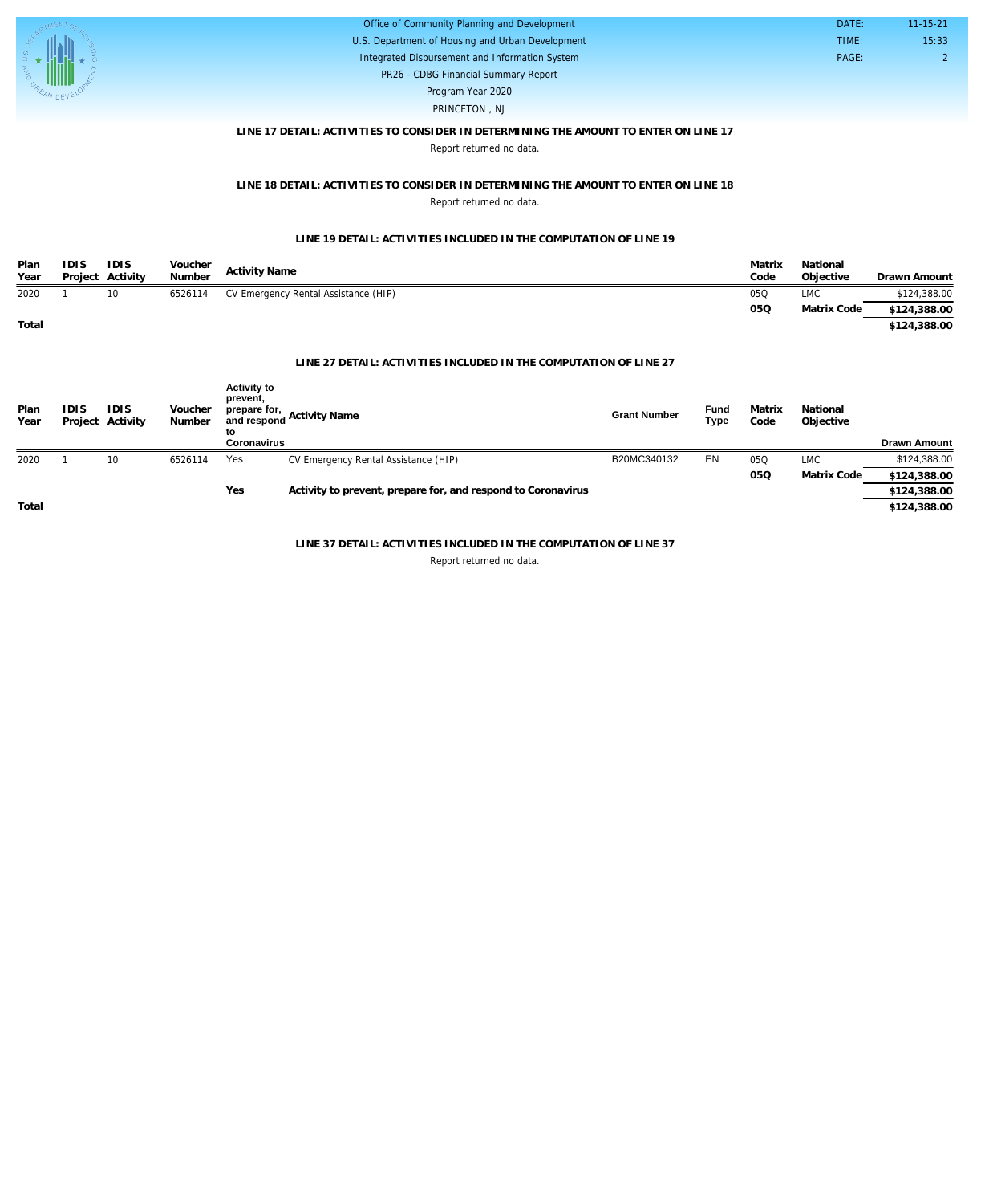### LINE 17 DETAIL: ACTIVITIES TO CONSIDER IN DETERMINING THE AMOUNT TO ENTER ON LINE 17

Report returned no data.

### LINE 18 DETAIL: ACTIVITIES TO CONSIDER IN DETERMINING THE AMOUNT TO ENTER ON LINE 18

Report returned no data.

### LINE 19 DETAIL: ACTIVITIES INCLUDED IN THE COMPUTATION OF LINE 19

| Plan Year | IDIS Project | IDIS Activity | Voucher Number | Activity Name | Matrix Code | National Objective | Drawn Amount |
|---|---|---|---|---|---|---|---|
| 2020 | 1 | 10 | 6526114 | CV Emergency Rental Assistance (HIP) | 05Q | LMC | $124,388.00 |
| | | | | | **05Q** | **Matrix Code** | **$124,388.00** |
| **Total** | | | | | | | **$124,388.00** |

### LINE 27 DETAIL: ACTIVITIES INCLUDED IN THE COMPUTATION OF LINE 27

| Plan Year | IDIS Project | IDIS Activity | Voucher Number | Activity to prevent, prepare for, and respond to Coronavirus | Activity Name | Grant Number | Fund Type | Matrix Code | National Objective | Drawn Amount |
|---|---|---|---|---|---|---|---|---|---|---|
| 2020 | 1 | 10 | 6526114 | Yes | CV Emergency Rental Assistance (HIP) | B20MC340132 | EN | 05Q | LMC | $124,388.00 |
| | | | | | | | | **05Q** | **Matrix Code** | **$124,388.00** |
| | | | | **Yes** | **Activity to prevent, prepare for, and respond to Coronavirus** | | | | | **$124,388.00** |
| **Total** | | | | | | | | | | **$124,388.00** |

### LINE 37 DETAIL: ACTIVITIES INCLUDED IN THE COMPUTATION OF LINE 37

Report returned no data.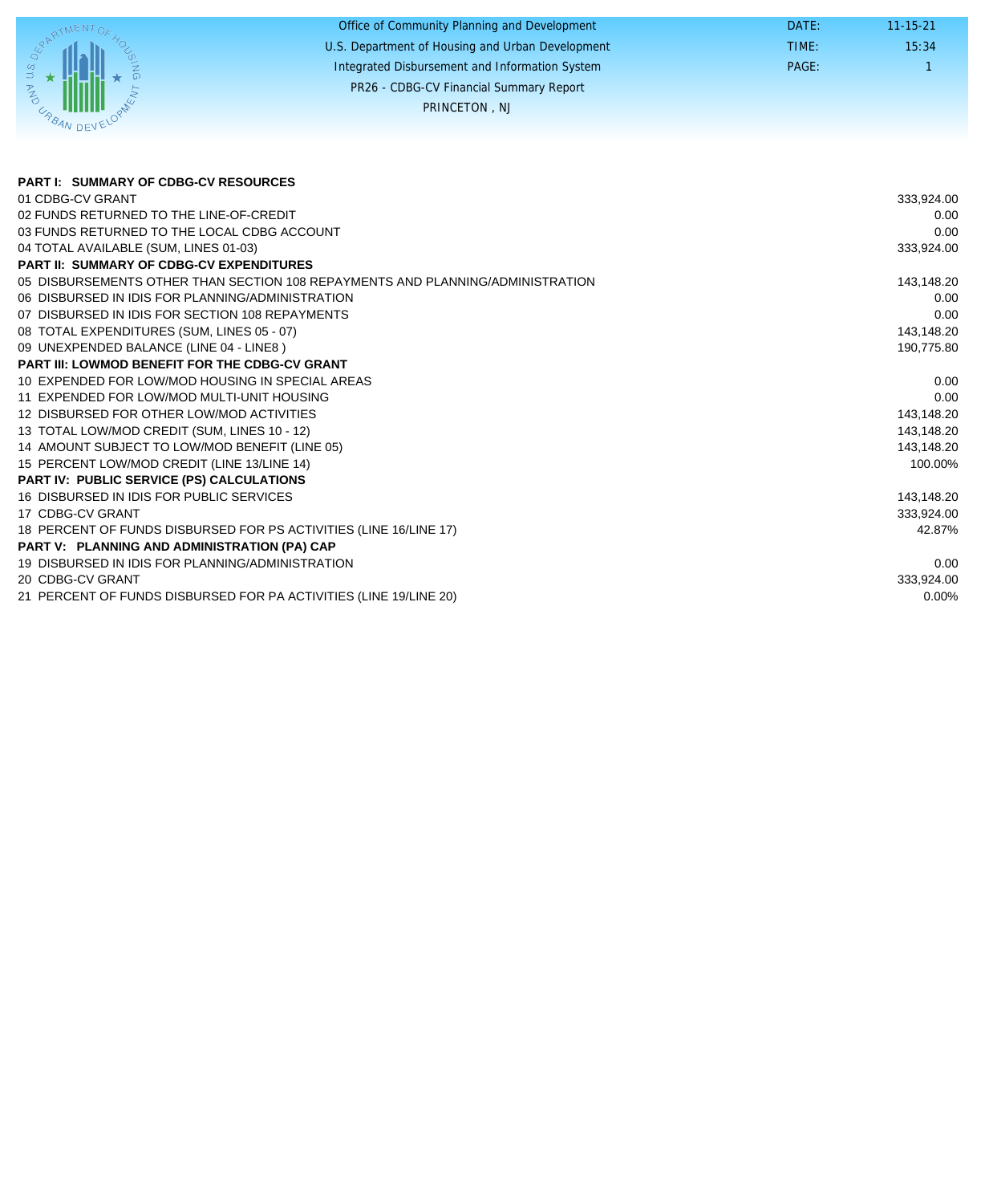Office of Community Planning and Development
U.S. Department of Housing and Urban Development
Integrated Disbursement and Information System
PR26 - CDBG-CV Financial Summary Report
PRINCETON , NJ

DATE: 11-15-21
TIME: 15:34
PAGE: 1

| | |
|---|---|
| **PART I: SUMMARY OF CDBG-CV RESOURCES** | |
| 01 CDBG-CV GRANT | 333,924.00 |
| 02 FUNDS RETURNED TO THE LINE-OF-CREDIT | 0.00 |
| 03 FUNDS RETURNED TO THE LOCAL CDBG ACCOUNT | 0.00 |
| 04 TOTAL AVAILABLE (SUM, LINES 01-03) | 333,924.00 |
| **PART II: SUMMARY OF CDBG-CV EXPENDITURES** | |
| 05 DISBURSEMENTS OTHER THAN SECTION 108 REPAYMENTS AND PLANNING/ADMINISTRATION | 143,148.20 |
| 06 DISBURSED IN IDIS FOR PLANNING/ADMINISTRATION | 0.00 |
| 07 DISBURSED IN IDIS FOR SECTION 108 REPAYMENTS | 0.00 |
| 08 TOTAL EXPENDITURES (SUM, LINES 05 - 07) | 143,148.20 |
| 09 UNEXPENDED BALANCE (LINE 04 - LINE8 ) | 190,775.80 |
| **PART III: LOWMOD BENEFIT FOR THE CDBG-CV GRANT** | |
| 10 EXPENDED FOR LOW/MOD HOUSING IN SPECIAL AREAS | 0.00 |
| 11 EXPENDED FOR LOW/MOD MULTI-UNIT HOUSING | 0.00 |
| 12 DISBURSED FOR OTHER LOW/MOD ACTIVITIES | 143,148.20 |
| 13 TOTAL LOW/MOD CREDIT (SUM, LINES 10 - 12) | 143,148.20 |
| 14 AMOUNT SUBJECT TO LOW/MOD BENEFIT (LINE 05) | 143,148.20 |
| 15 PERCENT LOW/MOD CREDIT (LINE 13/LINE 14) | 100.00% |
| **PART IV: PUBLIC SERVICE (PS) CALCULATIONS** | |
| 16 DISBURSED IN IDIS FOR PUBLIC SERVICES | 143,148.20 |
| 17 CDBG-CV GRANT | 333,924.00 |
| 18 PERCENT OF FUNDS DISBURSED FOR PS ACTIVITIES (LINE 16/LINE 17) | 42.87% |
| **PART V: PLANNING AND ADMINISTRATION (PA) CAP** | |
| 19 DISBURSED IN IDIS FOR PLANNING/ADMINISTRATION | 0.00 |
| 20 CDBG-CV GRANT | 333,924.00 |
| 21 PERCENT OF FUNDS DISBURSED FOR PA ACTIVITIES (LINE 19/LINE 20) | 0.00% |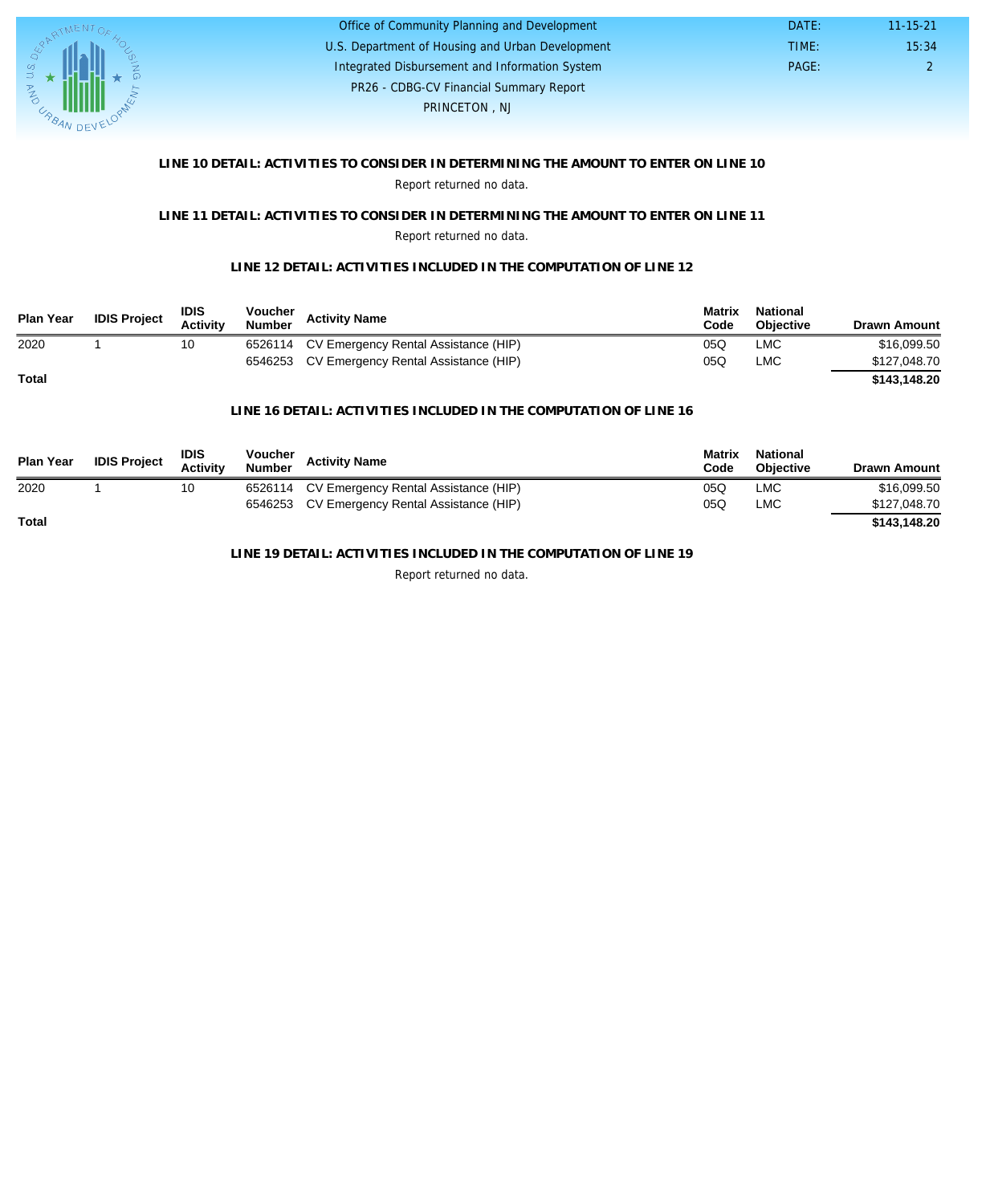Office of Community Planning and Development
U.S. Department of Housing and Urban Development
Integrated Disbursement and Information System
PR26 - CDBG-CV Financial Summary Report
PRINCETON , NJ

DATE: 11-15-21
TIME: 15:34

### LINE 10 DETAIL: ACTIVITIES TO CONSIDER IN DETERMINING THE AMOUNT TO ENTER ON LINE 10

Report returned no data.

### LINE 11 DETAIL: ACTIVITIES TO CONSIDER IN DETERMINING THE AMOUNT TO ENTER ON LINE 11

Report returned no data.

### LINE 12 DETAIL: ACTIVITIES INCLUDED IN THE COMPUTATION OF LINE 12

| Plan Year | IDIS Project | IDIS Activity | Voucher Number | Activity Name | Matrix Code | National Objective | Drawn Amount |
|---|---|---|---|---|---|---|---|
| 2020 | 1 | 10 | 6526114 | CV Emergency Rental Assistance (HIP) | 05Q | LMC | $16,099.50 |
| | | | 6546253 | CV Emergency Rental Assistance (HIP) | 05Q | LMC | $127,048.70 |
| **Total** | | | | | | | **$143,148.20** |

### LINE 16 DETAIL: ACTIVITIES INCLUDED IN THE COMPUTATION OF LINE 16

| Plan Year | IDIS Project | IDIS Activity | Voucher Number | Activity Name | Matrix Code | National Objective | Drawn Amount |
|---|---|---|---|---|---|---|---|
| 2020 | 1 | 10 | 6526114 | CV Emergency Rental Assistance (HIP) | 05Q | LMC | $16,099.50 |
| | | | 6546253 | CV Emergency Rental Assistance (HIP) | 05Q | LMC | $127,048.70 |
| **Total** | | | | | | | **$143,148.20** |

### LINE 19 DETAIL: ACTIVITIES INCLUDED IN THE COMPUTATION OF LINE 19

Report returned no data.